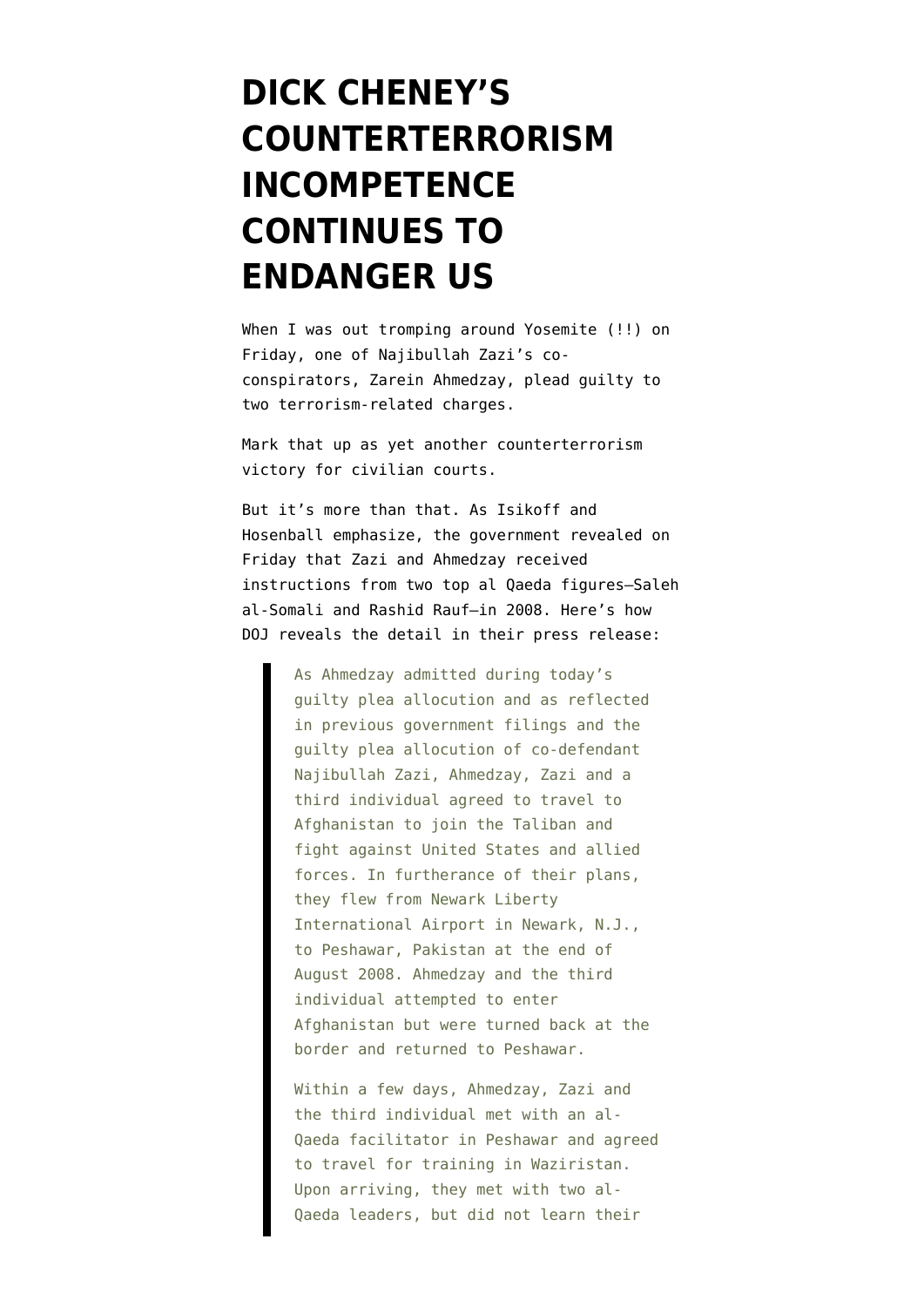# DICK CHENEY'S COUNTERTERRORISM INCOMPETENCE CONTINUES TO ENDANGER US

When I was out tromping around Yosemite (!!) on Friday, one of Najibullah Zazi's co-conspirators, Zarein Ahmedzay, plead guilty to two terrorism-related charges.

Mark that up as yet another counterterrorism victory for civilian courts.

But it's more than that. As Isikoff and Hosenball emphasize, the government revealed on Friday that Zazi and Ahmedzay received instructions from two top al Qaeda figures–Saleh al-Somali and Rashid Rauf–in 2008. Here's how DOJ reveals the detail in their press release:

> As Ahmedzay admitted during today's guilty plea allocution and as reflected in previous government filings and the guilty plea allocution of co-defendant Najibullah Zazi, Ahmedzay, Zazi and a third individual agreed to travel to Afghanistan to join the Taliban and fight against United States and allied forces. In furtherance of their plans, they flew from Newark Liberty International Airport in Newark, N.J., to Peshawar, Pakistan at the end of August 2008. Ahmedzay and the third individual attempted to enter Afghanistan but were turned back at the border and returned to Peshawar.
>
> Within a few days, Ahmedzay, Zazi and the third individual met with an al-Qaeda facilitator in Peshawar and agreed to travel for training in Waziristan. Upon arriving, they met with two al-Qaeda leaders, but did not learn their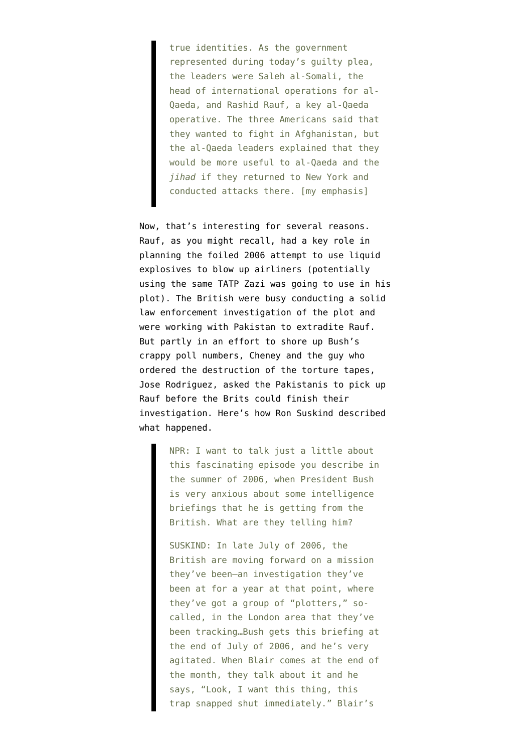> true identities. As the government represented during today's guilty plea, the leaders were Saleh al-Somali, the head of international operations for al-Qaeda, and Rashid Rauf, a key al-Qaeda operative. The three Americans said that they wanted to fight in Afghanistan, but the al-Qaeda leaders explained that they would be more useful to al-Qaeda and the *jihad* if they returned to New York and conducted attacks there. [my emphasis]

Now, that's interesting for several reasons. Rauf, as you might recall, had a key role in planning the foiled 2006 attempt to use liquid explosives to blow up airliners (potentially using the same TATP Zazi was going to use in his plot). The British were busy conducting a solid law enforcement investigation of the plot and were working with Pakistan to extradite Rauf. But partly in an effort to shore up Bush's crappy poll numbers, Cheney and the guy who ordered the destruction of the torture tapes, Jose Rodriguez, asked the Pakistanis to pick up Rauf before the Brits could finish their investigation. Here's how Ron Suskind described what happened.

> NPR: I want to talk just a little about this fascinating episode you describe in the summer of 2006, when President Bush is very anxious about some intelligence briefings that he is getting from the British. What are they telling him?
>
> SUSKIND: In late July of 2006, the British are moving forward on a mission they've been—an investigation they've been at for a year at that point, where they've got a group of "plotters," so-called, in the London area that they've been tracking…Bush gets this briefing at the end of July of 2006, and he's very agitated. When Blair comes at the end of the month, they talk about it and he says, "Look, I want this thing, this trap snapped shut immediately." Blair's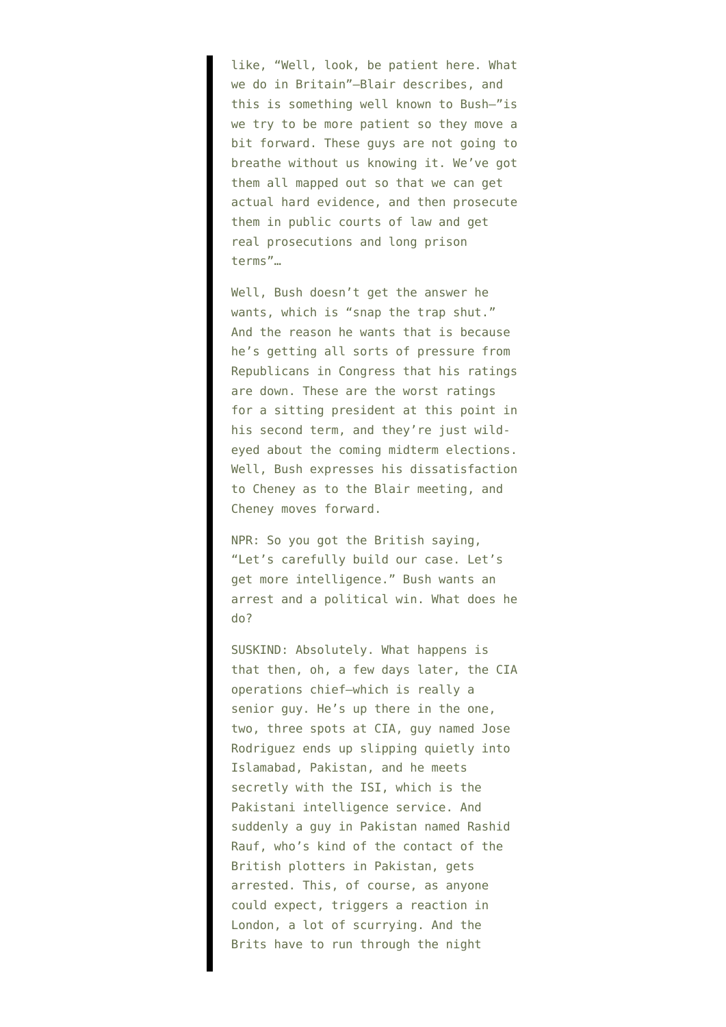> like, “Well, look, be patient here. What we do in Britain”—Blair describes, and this is something well known to Bush—”is we try to be more patient so they move a bit forward. These guys are not going to breathe without us knowing it. We’ve got them all mapped out so that we can get actual hard evidence, and then prosecute them in public courts of law and get real prosecutions and long prison terms”…
>
> Well, Bush doesn’t get the answer he wants, which is “snap the trap shut.” And the reason he wants that is because he’s getting all sorts of pressure from Republicans in Congress that his ratings are down. These are the worst ratings for a sitting president at this point in his second term, and they’re just wild-eyed about the coming midterm elections. Well, Bush expresses his dissatisfaction to Cheney as to the Blair meeting, and Cheney moves forward.
>
> NPR: So you got the British saying, “Let’s carefully build our case. Let’s get more intelligence.” Bush wants an arrest and a political win. What does he do?
>
> SUSKIND: Absolutely. What happens is that then, oh, a few days later, the CIA operations chief—which is really a senior guy. He’s up there in the one, two, three spots at CIA, guy named Jose Rodriguez ends up slipping quietly into Islamabad, Pakistan, and he meets secretly with the ISI, which is the Pakistani intelligence service. And suddenly a guy in Pakistan named Rashid Rauf, who’s kind of the contact of the British plotters in Pakistan, gets arrested. This, of course, as anyone could expect, triggers a reaction in London, a lot of scurrying. And the Brits have to run through the night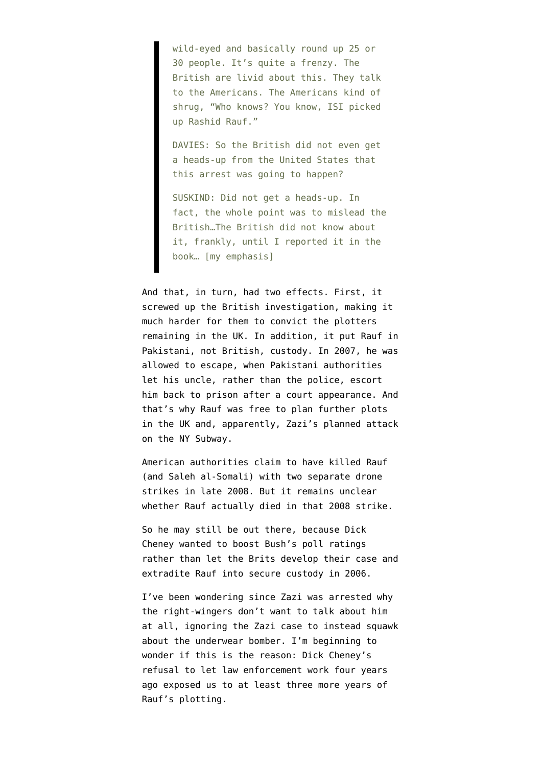> wild-eyed and basically round up 25 or 30 people. It's quite a frenzy. The British are livid about this. They talk to the Americans. The Americans kind of shrug, "Who knows? You know, ISI picked up Rashid Rauf."
>
> DAVIES: So the British did not even get a heads-up from the United States that this arrest was going to happen?
>
> SUSKIND: Did not get a heads-up. In fact, the whole point was to mislead the British…The British did not know about it, frankly, until I reported it in the book… [my emphasis]

And that, in turn, had two effects. First, it screwed up the British investigation, making it much harder for them to convict the plotters remaining in the UK. In addition, it put Rauf in Pakistani, not British, custody. In 2007, he was allowed to escape, when Pakistani authorities let his uncle, rather than the police, escort him back to prison after a court appearance. And that's why Rauf was free to plan further plots in the UK and, apparently, Zazi's planned attack on the NY Subway.

American authorities claim to have killed Rauf (and Saleh al-Somali) with two separate drone strikes in late 2008. But it remains unclear whether Rauf actually died in that 2008 strike.

So he may still be out there, because Dick Cheney wanted to boost Bush's poll ratings rather than let the Brits develop their case and extradite Rauf into secure custody in 2006.

I've been wondering since Zazi was arrested why the right-wingers don't want to talk about him at all, ignoring the Zazi case to instead squawk about the underwear bomber. I'm beginning to wonder if this is the reason: Dick Cheney's refusal to let law enforcement work four years ago exposed us to at least three more years of Rauf's plotting.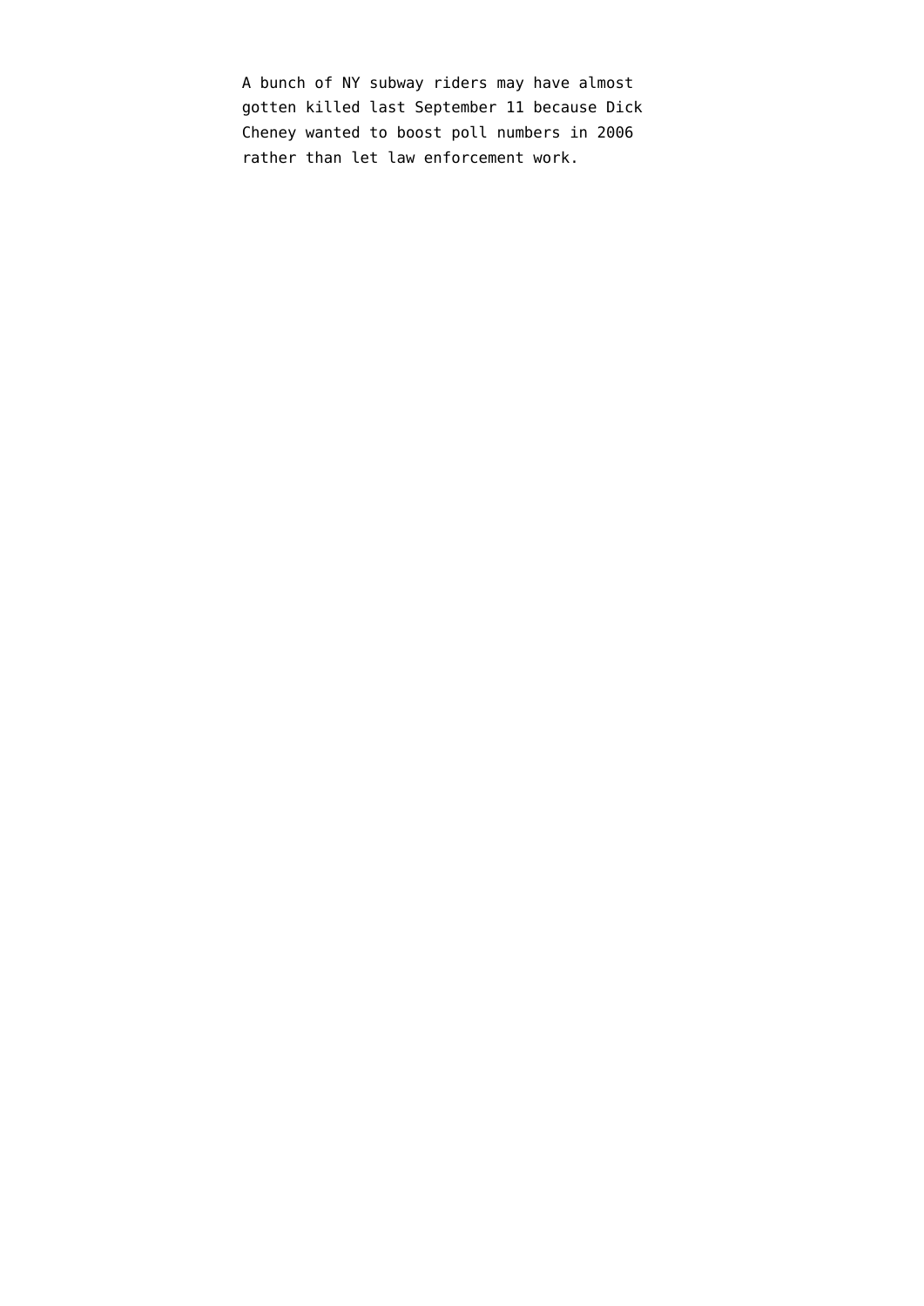A bunch of NY subway riders may have almost gotten killed last September 11 because Dick Cheney wanted to boost poll numbers in 2006 rather than let law enforcement work.